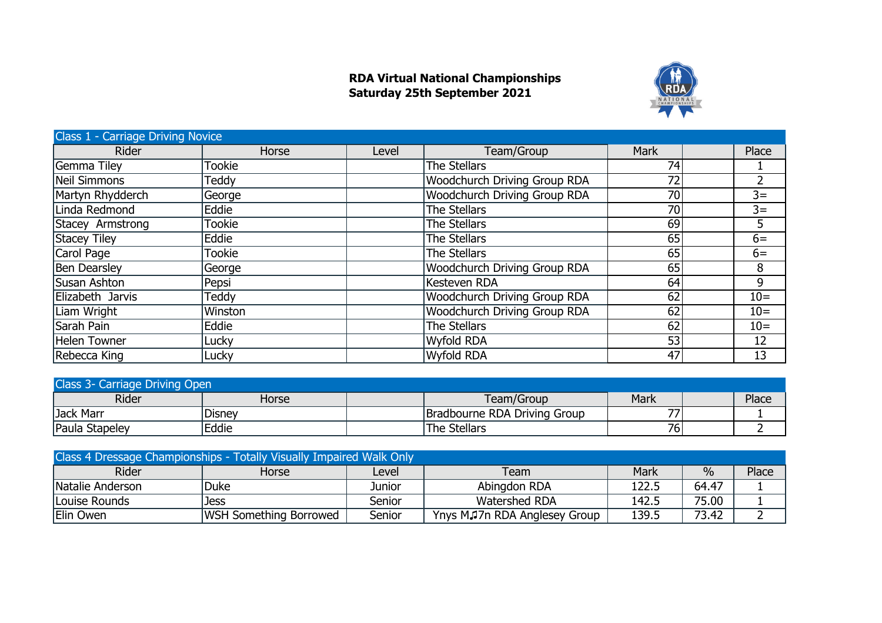**RDA Virtual National Championships**
**Saturday 25th September 2021**

| Class 1 - Carriage Driving Novice | | | | | | |
|---|---|---|---|---|---|---|
| Rider | Horse | Level | Team/Group | Mark | | Place |
| Gemma Tiley | Tookie | | The Stellars | 74 | | 1 |
| Neil Simmons | Teddy | | Woodchurch Driving Group RDA | 72 | | 2 |
| Martyn Rhydderch | George | | Woodchurch Driving Group RDA | 70 | | 3= |
| Linda Redmond | Eddie | | The Stellars | 70 | | 3= |
| Stacey Armstrong | Tookie | | The Stellars | 69 | | 5 |
| Stacey Tiley | Eddie | | The Stellars | 65 | | 6= |
| Carol Page | Tookie | | The Stellars | 65 | | 6= |
| Ben Dearsley | George | | Woodchurch Driving Group RDA | 65 | | 8 |
| Susan Ashton | Pepsi | | Kesteven RDA | 64 | | 9 |
| Elizabeth Jarvis | Teddy | | Woodchurch Driving Group RDA | 62 | | 10= |
| Liam Wright | Winston | | Woodchurch Driving Group RDA | 62 | | 10= |
| Sarah Pain | Eddie | | The Stellars | 62 | | 10= |
| Helen Towner | Lucky | | Wyfold RDA | 53 | | 12 |
| Rebecca King | Lucky | | Wyfold RDA | 47 | | 13 |

| Class 3- Carriage Driving Open | | | | | | |
|---|---|---|---|---|---|---|
| Rider | Horse | | Team/Group | Mark | | Place |
| Jack Marr | Disney | | Bradbourne RDA Driving Group | 77 | | 1 |
| Paula Stapeley | Eddie | | The Stellars | 76 | | 2 |

| Class 4 Dressage Championships - Totally Visually Impaired Walk Only | | | | | | |
|---|---|---|---|---|---|---|
| Rider | Horse | Level | Team | Mark | % | Place |
| Natalie Anderson | Duke | Junior | Abingdon RDA | 122.5 | 64.47 | 1 |
| Louise Rounds | Jess | Senior | Watershed RDA | 142.5 | 75.00 | 1 |
| Elin Owen | WSH Something Borrowed | Senior | Ynys M♫7n RDA Anglesey Group | 139.5 | 73.42 | 2 |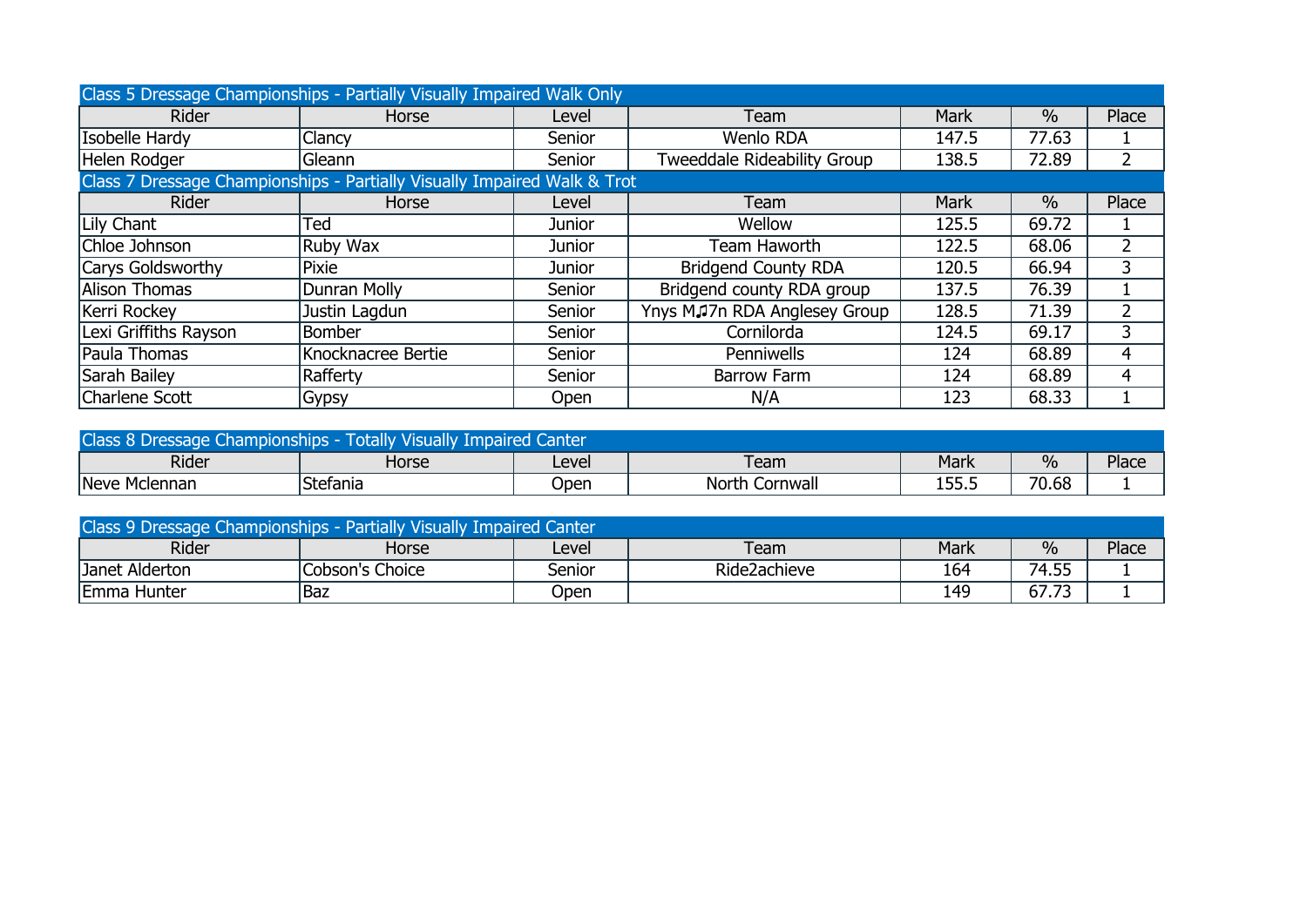## Class 5 Dressage Championships - Partially Visually Impaired Walk Only

| Rider | Horse | Level | Team | Mark | % | Place |
|---|---|---|---|---|---|---|
| Isobelle Hardy | Clancy | Senior | Wenlo RDA | 147.5 | 77.63 | 1 |
| Helen Rodger | Gleann | Senior | Tweeddale Rideability Group | 138.5 | 72.89 | 2 |

## Class 7 Dressage Championships - Partially Visually Impaired Walk & Trot

| Rider | Horse | Level | Team | Mark | % | Place |
|---|---|---|---|---|---|---|
| Lily Chant | Ted | Junior | Wellow | 125.5 | 69.72 | 1 |
| Chloe Johnson | Ruby Wax | Junior | Team Haworth | 122.5 | 68.06 | 2 |
| Carys Goldsworthy | Pixie | Junior | Bridgend County RDA | 120.5 | 66.94 | 3 |
| Alison Thomas | Dunran Molly | Senior | Bridgend county RDA group | 137.5 | 76.39 | 1 |
| Kerri Rockey | Justin Lagdun | Senior | Ynys M♫7n RDA Anglesey Group | 128.5 | 71.39 | 2 |
| Lexi Griffiths Rayson | Bomber | Senior | Cornilorda | 124.5 | 69.17 | 3 |
| Paula Thomas | Knocknacree Bertie | Senior | Penniwells | 124 | 68.89 | 4 |
| Sarah Bailey | Rafferty | Senior | Barrow Farm | 124 | 68.89 | 4 |
| Charlene Scott | Gypsy | Open | N/A | 123 | 68.33 | 1 |

## Class 8 Dressage Championships - Totally Visually Impaired Canter

| Rider | Horse | Level | Team | Mark | % | Place |
|---|---|---|---|---|---|---|
| Neve Mclennan | Stefania | Open | North Cornwall | 155.5 | 70.68 | 1 |

## Class 9 Dressage Championships - Partially Visually Impaired Canter

| Rider | Horse | Level | Team | Mark | % | Place |
|---|---|---|---|---|---|---|
| Janet Alderton | Cobson's Choice | Senior | Ride2achieve | 164 | 74.55 | 1 |
| Emma Hunter | Baz | Open | | 149 | 67.73 | 1 |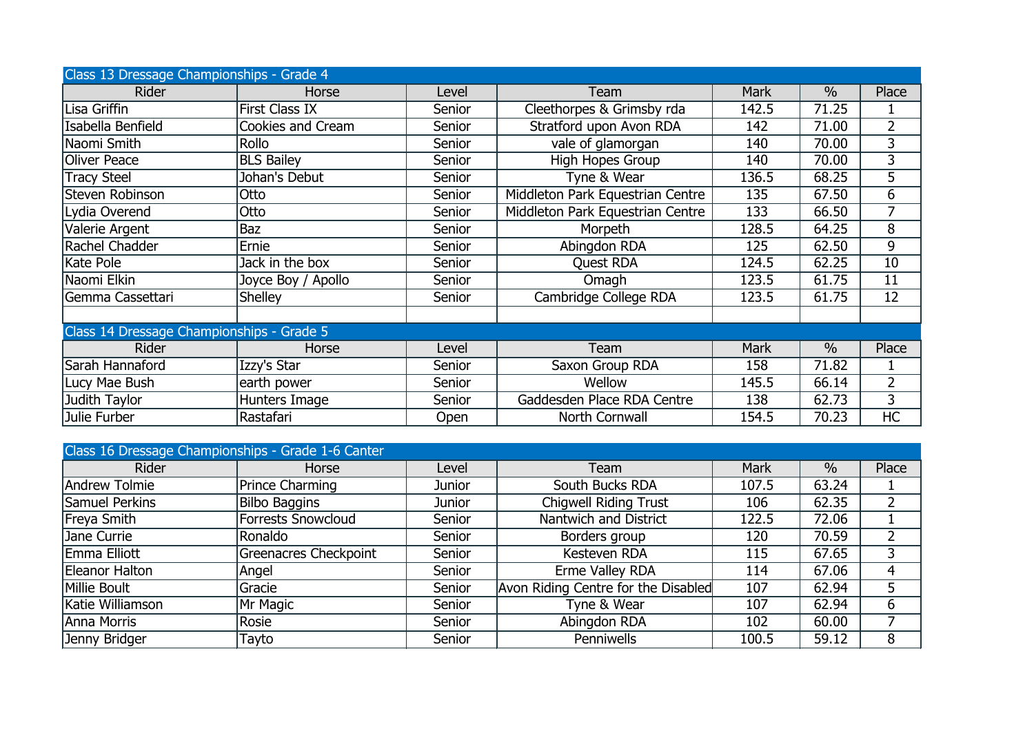## Class 13 Dressage Championships - Grade 4

| Rider | Horse | Level | Team | Mark | % | Place |
|---|---|---|---|---|---|---|
| Lisa Griffin | First Class IX | Senior | Cleethorpes & Grimsby rda | 142.5 | 71.25 | 1 |
| Isabella Benfield | Cookies and Cream | Senior | Stratford upon Avon RDA | 142 | 71.00 | 2 |
| Naomi Smith | Rollo | Senior | vale of glamorgan | 140 | 70.00 | 3 |
| Oliver Peace | BLS Bailey | Senior | High Hopes Group | 140 | 70.00 | 3 |
| Tracy Steel | Johan's Debut | Senior | Tyne & Wear | 136.5 | 68.25 | 5 |
| Steven Robinson | Otto | Senior | Middleton Park Equestrian Centre | 135 | 67.50 | 6 |
| Lydia Overend | Otto | Senior | Middleton Park Equestrian Centre | 133 | 66.50 | 7 |
| Valerie Argent | Baz | Senior | Morpeth | 128.5 | 64.25 | 8 |
| Rachel Chadder | Ernie | Senior | Abingdon RDA | 125 | 62.50 | 9 |
| Kate Pole | Jack in the box | Senior | Quest RDA | 124.5 | 62.25 | 10 |
| Naomi Elkin | Joyce Boy / Apollo | Senior | Omagh | 123.5 | 61.75 | 11 |
| Gemma Cassettari | Shelley | Senior | Cambridge College RDA | 123.5 | 61.75 | 12 |

## Class 14 Dressage Championships - Grade 5

| Rider | Horse | Level | Team | Mark | % | Place |
|---|---|---|---|---|---|---|
| Sarah Hannaford | Izzy's Star | Senior | Saxon Group RDA | 158 | 71.82 | 1 |
| Lucy Mae Bush | earth power | Senior | Wellow | 145.5 | 66.14 | 2 |
| Judith Taylor | Hunters Image | Senior | Gaddesden Place RDA Centre | 138 | 62.73 | 3 |
| Julie Furber | Rastafari | Open | North Cornwall | 154.5 | 70.23 | HC |

## Class 16 Dressage Championships - Grade 1-6 Canter

| Rider | Horse | Level | Team | Mark | % | Place |
|---|---|---|---|---|---|---|
| Andrew Tolmie | Prince Charming | Junior | South Bucks RDA | 107.5 | 63.24 | 1 |
| Samuel Perkins | Bilbo Baggins | Junior | Chigwell Riding Trust | 106 | 62.35 | 2 |
| Freya Smith | Forrests Snowcloud | Senior | Nantwich and District | 122.5 | 72.06 | 1 |
| Jane Currie | Ronaldo | Senior | Borders group | 120 | 70.59 | 2 |
| Emma Elliott | Greenacres Checkpoint | Senior | Kesteven RDA | 115 | 67.65 | 3 |
| Eleanor Halton | Angel | Senior | Erme Valley RDA | 114 | 67.06 | 4 |
| Millie Boult | Gracie | Senior | Avon Riding Centre for the Disabled | 107 | 62.94 | 5 |
| Katie Williamson | Mr Magic | Senior | Tyne & Wear | 107 | 62.94 | 6 |
| Anna Morris | Rosie | Senior | Abingdon RDA | 102 | 60.00 | 7 |
| Jenny Bridger | Tayto | Senior | Penniwells | 100.5 | 59.12 | 8 |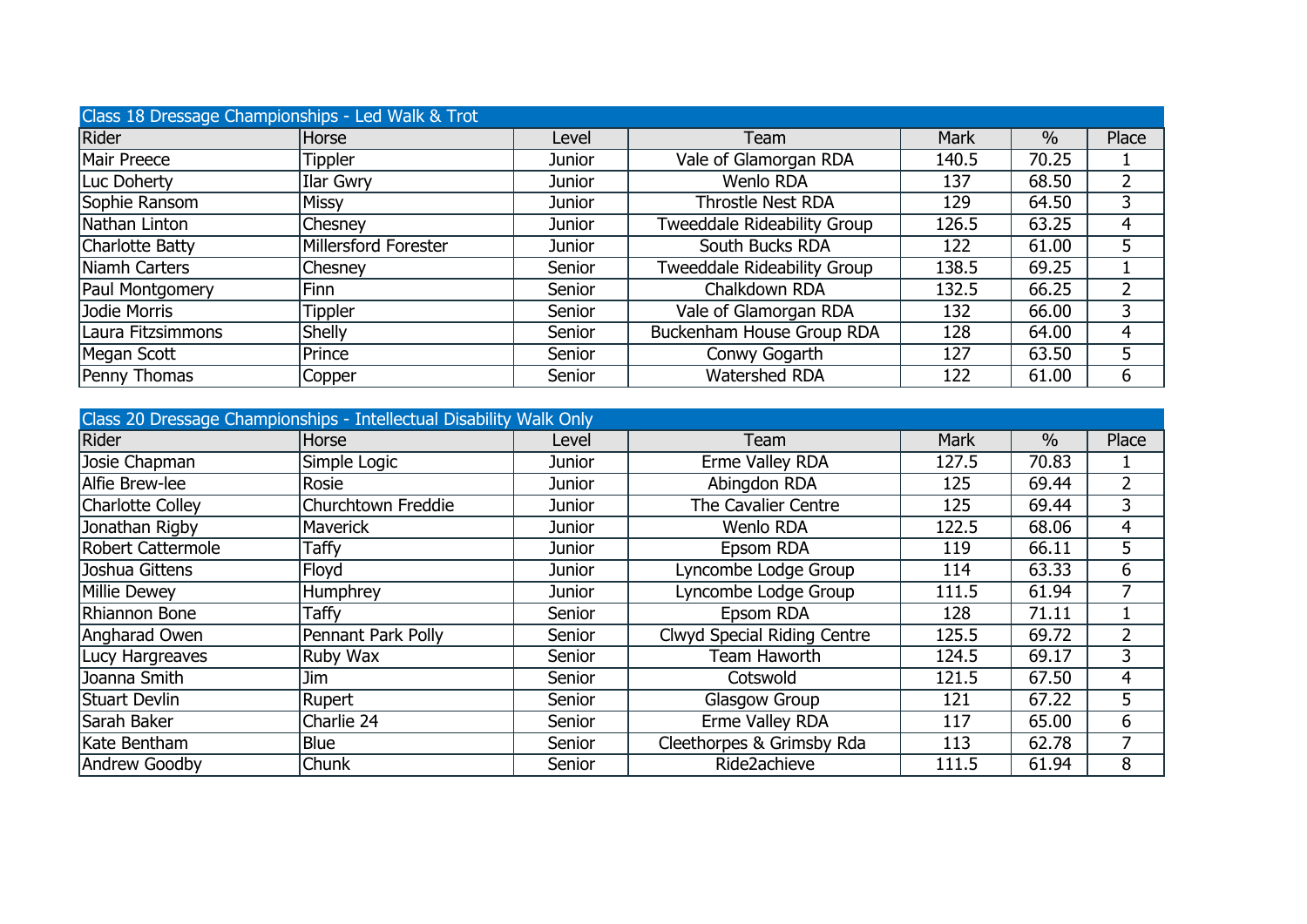| Class 18 Dressage Championships - Led Walk & Trot | | | | | | |
|---|---|---|---|---|---|---|
| Rider | Horse | Level | Team | Mark | % | Place |
| Mair Preece | Tippler | Junior | Vale of Glamorgan RDA | 140.5 | 70.25 | 1 |
| Luc Doherty | Ilar Gwry | Junior | Wenlo RDA | 137 | 68.50 | 2 |
| Sophie Ransom | Missy | Junior | Throstle Nest RDA | 129 | 64.50 | 3 |
| Nathan Linton | Chesney | Junior | Tweeddale Rideability Group | 126.5 | 63.25 | 4 |
| Charlotte Batty | Millersford Forester | Junior | South Bucks RDA | 122 | 61.00 | 5 |
| Niamh Carters | Chesney | Senior | Tweeddale Rideability Group | 138.5 | 69.25 | 1 |
| Paul Montgomery | Finn | Senior | Chalkdown RDA | 132.5 | 66.25 | 2 |
| Jodie Morris | Tippler | Senior | Vale of Glamorgan RDA | 132 | 66.00 | 3 |
| Laura Fitzsimmons | Shelly | Senior | Buckenham House Group RDA | 128 | 64.00 | 4 |
| Megan Scott | Prince | Senior | Conwy Gogarth | 127 | 63.50 | 5 |
| Penny Thomas | Copper | Senior | Watershed RDA | 122 | 61.00 | 6 |

| Class 20 Dressage Championships - Intellectual Disability Walk Only | | | | | | |
|---|---|---|---|---|---|---|
| Rider | Horse | Level | Team | Mark | % | Place |
| Josie Chapman | Simple Logic | Junior | Erme Valley RDA | 127.5 | 70.83 | 1 |
| Alfie Brew-lee | Rosie | Junior | Abingdon RDA | 125 | 69.44 | 2 |
| Charlotte Colley | Churchtown Freddie | Junior | The Cavalier Centre | 125 | 69.44 | 3 |
| Jonathan Rigby | Maverick | Junior | Wenlo RDA | 122.5 | 68.06 | 4 |
| Robert Cattermole | Taffy | Junior | Epsom RDA | 119 | 66.11 | 5 |
| Joshua Gittens | Floyd | Junior | Lyncombe Lodge Group | 114 | 63.33 | 6 |
| Millie Dewey | Humphrey | Junior | Lyncombe Lodge Group | 111.5 | 61.94 | 7 |
| Rhiannon Bone | Taffy | Senior | Epsom RDA | 128 | 71.11 | 1 |
| Angharad Owen | Pennant Park Polly | Senior | Clwyd Special Riding Centre | 125.5 | 69.72 | 2 |
| Lucy Hargreaves | Ruby Wax | Senior | Team Haworth | 124.5 | 69.17 | 3 |
| Joanna Smith | Jim | Senior | Cotswold | 121.5 | 67.50 | 4 |
| Stuart Devlin | Rupert | Senior | Glasgow Group | 121 | 67.22 | 5 |
| Sarah Baker | Charlie 24 | Senior | Erme Valley RDA | 117 | 65.00 | 6 |
| Kate Bentham | Blue | Senior | Cleethorpes & Grimsby Rda | 113 | 62.78 | 7 |
| Andrew Goodby | Chunk | Senior | Ride2achieve | 111.5 | 61.94 | 8 |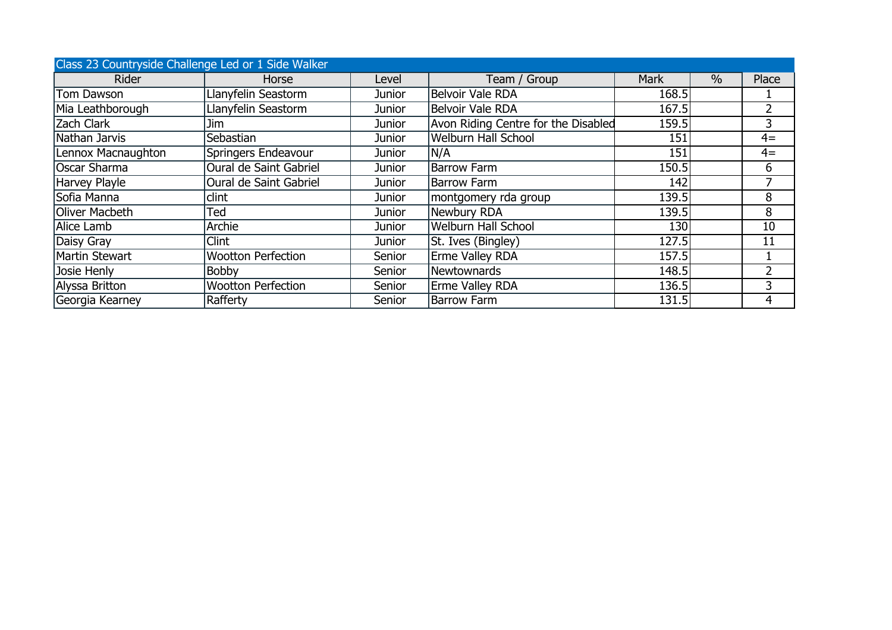| Class 23 Countryside Challenge Led or 1 Side Walker | | | | | | |
|---|---|---|---|---|---|---|
| Rider | Horse | Level | Team / Group | Mark | % | Place |
| Tom Dawson | Llanyfelin Seastorm | Junior | Belvoir Vale RDA | 168.5 | | 1 |
| Mia Leathborough | Llanyfelin Seastorm | Junior | Belvoir Vale RDA | 167.5 | | 2 |
| Zach Clark | Jim | Junior | Avon Riding Centre for the Disabled | 159.5 | | 3 |
| Nathan Jarvis | Sebastian | Junior | Welburn Hall School | 151 | | 4= |
| Lennox Macnaughton | Springers Endeavour | Junior | N/A | 151 | | 4= |
| Oscar Sharma | Oural de Saint Gabriel | Junior | Barrow Farm | 150.5 | | 6 |
| Harvey Playle | Oural de Saint Gabriel | Junior | Barrow Farm | 142 | | 7 |
| Sofia Manna | clint | Junior | montgomery rda group | 139.5 | | 8 |
| Oliver Macbeth | Ted | Junior | Newbury RDA | 139.5 | | 8 |
| Alice Lamb | Archie | Junior | Welburn Hall School | 130 | | 10 |
| Daisy Gray | Clint | Junior | St. Ives (Bingley) | 127.5 | | 11 |
| Martin Stewart | Wootton Perfection | Senior | Erme Valley RDA | 157.5 | | 1 |
| Josie Henly | Bobby | Senior | Newtownards | 148.5 | | 2 |
| Alyssa Britton | Wootton Perfection | Senior | Erme Valley RDA | 136.5 | | 3 |
| Georgia Kearney | Rafferty | Senior | Barrow Farm | 131.5 | | 4 |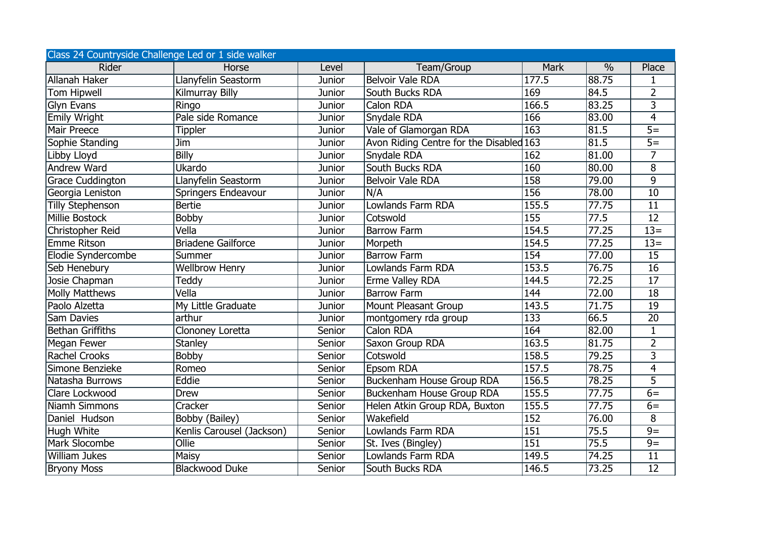| Class 24 Countryside Challenge Led or 1 side walker | | | | | | |
|---|---|---|---|---|---|---|
| Rider | Horse | Level | Team/Group | Mark | % | Place |
| Allanah Haker | Llanyfelin Seastorm | Junior | Belvoir Vale RDA | 177.5 | 88.75 | 1 |
| Tom Hipwell | Kilmurray Billy | Junior | South Bucks RDA | 169 | 84.5 | 2 |
| Glyn Evans | Ringo | Junior | Calon RDA | 166.5 | 83.25 | 3 |
| Emily Wright | Pale side Romance | Junior | Snydale RDA | 166 | 83.00 | 4 |
| Mair Preece | Tippler | Junior | Vale of Glamorgan RDA | 163 | 81.5 | 5= |
| Sophie Standing | Jim | Junior | Avon Riding Centre for the Disabled | 163 | 81.5 | 5= |
| Libby Lloyd | Billy | Junior | Snydale RDA | 162 | 81.00 | 7 |
| Andrew Ward | Ukardo | Junior | South Bucks RDA | 160 | 80.00 | 8 |
| Grace Cuddington | Llanyfelin Seastorm | Junior | Belvoir Vale RDA | 158 | 79.00 | 9 |
| Georgia Leniston | Springers Endeavour | Junior | N/A | 156 | 78.00 | 10 |
| Tilly Stephenson | Bertie | Junior | Lowlands Farm RDA | 155.5 | 77.75 | 11 |
| Millie Bostock | Bobby | Junior | Cotswold | 155 | 77.5 | 12 |
| Christopher Reid | Vella | Junior | Barrow Farm | 154.5 | 77.25 | 13= |
| Emme Ritson | Briadene Gailforce | Junior | Morpeth | 154.5 | 77.25 | 13= |
| Elodie Syndercombe | Summer | Junior | Barrow Farm | 154 | 77.00 | 15 |
| Seb Henebury | Wellbrow Henry | Junior | Lowlands Farm RDA | 153.5 | 76.75 | 16 |
| Josie Chapman | Teddy | Junior | Erme Valley RDA | 144.5 | 72.25 | 17 |
| Molly Matthews | Vella | Junior | Barrow Farm | 144 | 72.00 | 18 |
| Paolo Alzetta | My Little Graduate | Junior | Mount Pleasant Group | 143.5 | 71.75 | 19 |
| Sam Davies | arthur | Junior | montgomery rda group | 133 | 66.5 | 20 |
| Bethan Griffiths | Clononey Loretta | Senior | Calon RDA | 164 | 82.00 | 1 |
| Megan Fewer | Stanley | Senior | Saxon Group RDA | 163.5 | 81.75 | 2 |
| Rachel Crooks | Bobby | Senior | Cotswold | 158.5 | 79.25 | 3 |
| Simone Benzieke | Romeo | Senior | Epsom RDA | 157.5 | 78.75 | 4 |
| Natasha Burrows | Eddie | Senior | Buckenham House Group RDA | 156.5 | 78.25 | 5 |
| Clare Lockwood | Drew | Senior | Buckenham House Group RDA | 155.5 | 77.75 | 6= |
| Niamh Simmons | Cracker | Senior | Helen Atkin Group RDA, Buxton | 155.5 | 77.75 | 6= |
| Daniel Hudson | Bobby (Bailey) | Senior | Wakefield | 152 | 76.00 | 8 |
| Hugh White | Kenlis Carousel (Jackson) | Senior | Lowlands Farm RDA | 151 | 75.5 | 9= |
| Mark Slocombe | Ollie | Senior | St. Ives (Bingley) | 151 | 75.5 | 9= |
| William Jukes | Maisy | Senior | Lowlands Farm RDA | 149.5 | 74.25 | 11 |
| Bryony Moss | Blackwood Duke | Senior | South Bucks RDA | 146.5 | 73.25 | 12 |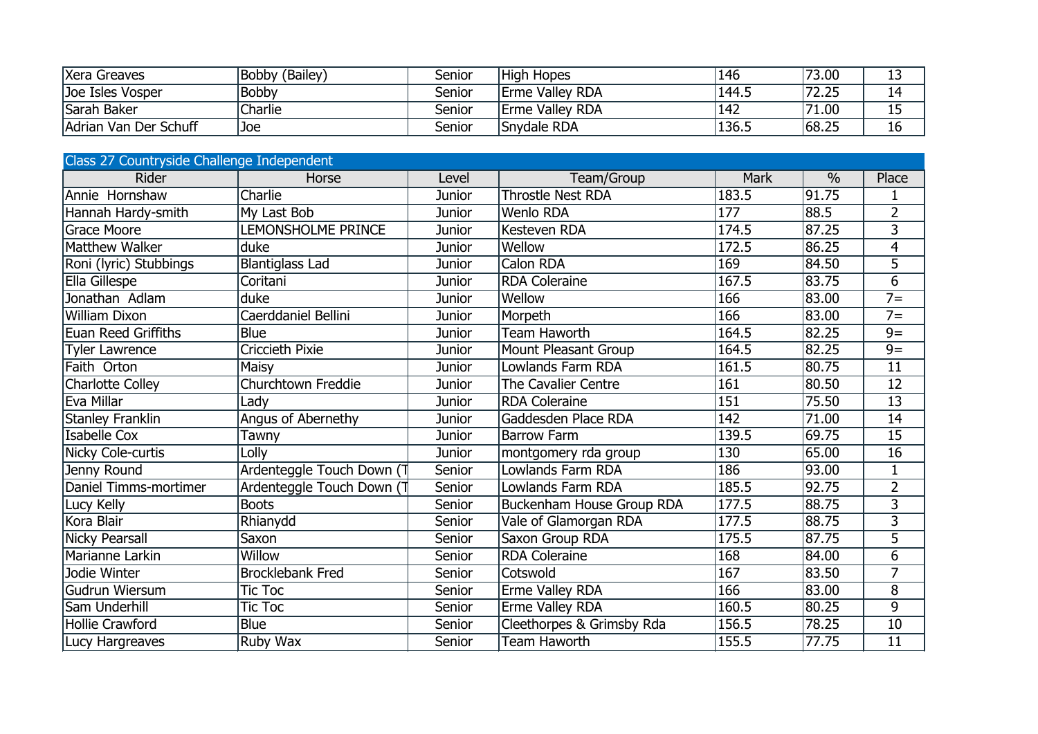| Rider | Horse | Level | Team/Group | Mark | % | Place |
|---|---|---|---|---|---|---|
| Xera Greaves | Bobby (Bailey) | Senior | High Hopes | 146 | 73.00 | 13 |
| Joe Isles Vosper | Bobby | Senior | Erme Valley RDA | 144.5 | 72.25 | 14 |
| Sarah Baker | Charlie | Senior | Erme Valley RDA | 142 | 71.00 | 15 |
| Adrian Van Der Schuff | Joe | Senior | Snydale RDA | 136.5 | 68.25 | 16 |

## Class 27 Countryside Challenge Independent

| Rider | Horse | Level | Team/Group | Mark | % | Place |
|---|---|---|---|---|---|---|
| Annie Hornshaw | Charlie | Junior | Throstle Nest RDA | 183.5 | 91.75 | 1 |
| Hannah Hardy-smith | My Last Bob | Junior | Wenlo RDA | 177 | 88.5 | 2 |
| Grace Moore | LEMONSHOLME PRINCE | Junior | Kesteven RDA | 174.5 | 87.25 | 3 |
| Matthew Walker | duke | Junior | Wellow | 172.5 | 86.25 | 4 |
| Roni (lyric) Stubbings | Blantiglass Lad | Junior | Calon RDA | 169 | 84.50 | 5 |
| Ella Gillespe | Coritani | Junior | RDA Coleraine | 167.5 | 83.75 | 6 |
| Jonathan Adlam | duke | Junior | Wellow | 166 | 83.00 | 7= |
| William Dixon | Caerddaniel Bellini | Junior | Morpeth | 166 | 83.00 | 7= |
| Euan Reed Griffiths | Blue | Junior | Team Haworth | 164.5 | 82.25 | 9= |
| Tyler Lawrence | Criccieth Pixie | Junior | Mount Pleasant Group | 164.5 | 82.25 | 9= |
| Faith Orton | Maisy | Junior | Lowlands Farm RDA | 161.5 | 80.75 | 11 |
| Charlotte Colley | Churchtown Freddie | Junior | The Cavalier Centre | 161 | 80.50 | 12 |
| Eva Millar | Lady | Junior | RDA Coleraine | 151 | 75.50 | 13 |
| Stanley Franklin | Angus of Abernethy | Junior | Gaddesden Place RDA | 142 | 71.00 | 14 |
| Isabelle Cox | Tawny | Junior | Barrow Farm | 139.5 | 69.75 | 15 |
| Nicky Cole-curtis | Lolly | Junior | montgomery rda group | 130 | 65.00 | 16 |
| Jenny Round | Ardenteggle Touch Down (T | Senior | Lowlands Farm RDA | 186 | 93.00 | 1 |
| Daniel Timms-mortimer | Ardenteggle Touch Down (T | Senior | Lowlands Farm RDA | 185.5 | 92.75 | 2 |
| Lucy Kelly | Boots | Senior | Buckenham House Group RDA | 177.5 | 88.75 | 3 |
| Kora Blair | Rhianydd | Senior | Vale of Glamorgan RDA | 177.5 | 88.75 | 3 |
| Nicky Pearsall | Saxon | Senior | Saxon Group RDA | 175.5 | 87.75 | 5 |
| Marianne Larkin | Willow | Senior | RDA Coleraine | 168 | 84.00 | 6 |
| Jodie Winter | Brocklebank Fred | Senior | Cotswold | 167 | 83.50 | 7 |
| Gudrun Wiersum | Tic Toc | Senior | Erme Valley RDA | 166 | 83.00 | 8 |
| Sam Underhill | Tic Toc | Senior | Erme Valley RDA | 160.5 | 80.25 | 9 |
| Hollie Crawford | Blue | Senior | Cleethorpes & Grimsby Rda | 156.5 | 78.25 | 10 |
| Lucy Hargreaves | Ruby Wax | Senior | Team Haworth | 155.5 | 77.75 | 11 |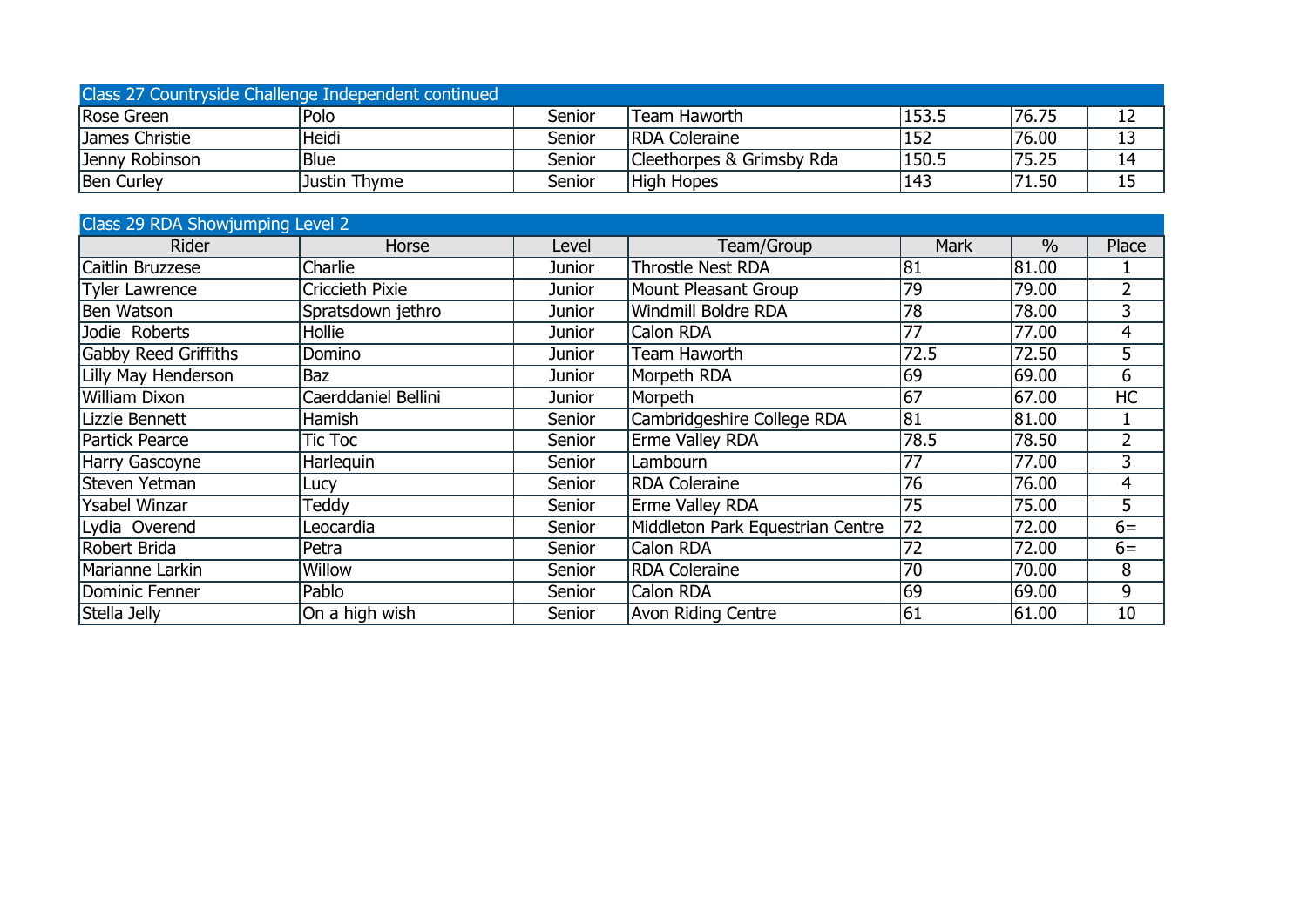## Class 27 Countryside Challenge Independent continued

| | | | | | | |
|---|---|---|---|---|---|---|
| Rose Green | Polo | Senior | Team Haworth | 153.5 | 76.75 | 12 |
| James Christie | Heidi | Senior | RDA Coleraine | 152 | 76.00 | 13 |
| Jenny Robinson | Blue | Senior | Cleethorpes & Grimsby Rda | 150.5 | 75.25 | 14 |
| Ben Curley | Justin Thyme | Senior | High Hopes | 143 | 71.50 | 15 |

## Class 29 RDA Showjumping Level 2

| Rider | Horse | Level | Team/Group | Mark | % | Place |
|---|---|---|---|---|---|---|
| Caitlin Bruzzese | Charlie | Junior | Throstle Nest RDA | 81 | 81.00 | 1 |
| Tyler Lawrence | Criccieth Pixie | Junior | Mount Pleasant Group | 79 | 79.00 | 2 |
| Ben Watson | Spratsdown jethro | Junior | Windmill Boldre RDA | 78 | 78.00 | 3 |
| Jodie Roberts | Hollie | Junior | Calon RDA | 77 | 77.00 | 4 |
| Gabby Reed Griffiths | Domino | Junior | Team Haworth | 72.5 | 72.50 | 5 |
| Lilly May Henderson | Baz | Junior | Morpeth RDA | 69 | 69.00 | 6 |
| William Dixon | Caerddaniel Bellini | Junior | Morpeth | 67 | 67.00 | HC |
| Lizzie Bennett | Hamish | Senior | Cambridgeshire College RDA | 81 | 81.00 | 1 |
| Partick Pearce | Tic Toc | Senior | Erme Valley RDA | 78.5 | 78.50 | 2 |
| Harry Gascoyne | Harlequin | Senior | Lambourn | 77 | 77.00 | 3 |
| Steven Yetman | Lucy | Senior | RDA Coleraine | 76 | 76.00 | 4 |
| Ysabel Winzar | Teddy | Senior | Erme Valley RDA | 75 | 75.00 | 5 |
| Lydia Overend | Leocardia | Senior | Middleton Park Equestrian Centre | 72 | 72.00 | 6= |
| Robert Brida | Petra | Senior | Calon RDA | 72 | 72.00 | 6= |
| Marianne Larkin | Willow | Senior | RDA Coleraine | 70 | 70.00 | 8 |
| Dominic Fenner | Pablo | Senior | Calon RDA | 69 | 69.00 | 9 |
| Stella Jelly | On a high wish | Senior | Avon Riding Centre | 61 | 61.00 | 10 |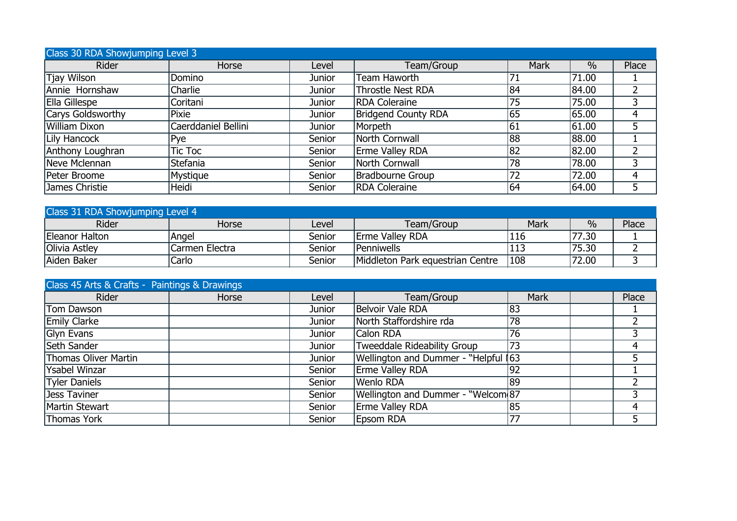| Class 30 RDA Showjumping Level 3 | | | | | | |
|---|---|---|---|---|---|---|
| Rider | Horse | Level | Team/Group | Mark | % | Place |
| Tjay Wilson | Domino | Junior | Team Haworth | 71 | 71.00 | 1 |
| Annie  Hornshaw | Charlie | Junior | Throstle Nest RDA | 84 | 84.00 | 2 |
| Ella Gillespe | Coritani | Junior | RDA Coleraine | 75 | 75.00 | 3 |
| Carys Goldsworthy | Pixie | Junior | Bridgend County RDA | 65 | 65.00 | 4 |
| William Dixon | Caerddaniel Bellini | Junior | Morpeth | 61 | 61.00 | 5 |
| Lily Hancock | Pye | Senior | North Cornwall | 88 | 88.00 | 1 |
| Anthony Loughran | Tic Toc | Senior | Erme Valley RDA | 82 | 82.00 | 2 |
| Neve Mclennan | Stefania | Senior | North Cornwall | 78 | 78.00 | 3 |
| Peter Broome | Mystique | Senior | Bradbourne Group | 72 | 72.00 | 4 |
| James Christie | Heidi | Senior | RDA Coleraine | 64 | 64.00 | 5 |

| Class 31 RDA Showjumping Level 4 | | | | | | |
|---|---|---|---|---|---|---|
| Rider | Horse | Level | Team/Group | Mark | % | Place |
| Eleanor Halton | Angel | Senior | Erme Valley RDA | 116 | 77.30 | 1 |
| Olivia Astley | Carmen Electra | Senior | Penniwells | 113 | 75.30 | 2 |
| Aiden Baker | Carlo | Senior | Middleton Park equestrian Centre | 108 | 72.00 | 3 |

| Class 45 Arts & Crafts -  Paintings & Drawings | | | | | | |
|---|---|---|---|---|---|---|
| Rider | Horse | Level | Team/Group | Mark | | Place |
| Tom Dawson | | Junior | Belvoir Vale RDA | 83 | | 1 |
| Emily Clarke | | Junior | North Staffordshire rda | 78 | | 2 |
| Glyn Evans | | Junior | Calon RDA | 76 | | 3 |
| Seth Sander | | Junior | Tweeddale Rideability Group | 73 | | 4 |
| Thomas Oliver Martin | | Junior | Wellington and Dummer - "Helpful I | 63 | | 5 |
| Ysabel Winzar | | Senior | Erme Valley RDA | 92 | | 1 |
| Tyler Daniels | | Senior | Wenlo RDA | 89 | | 2 |
| Jess Taviner | | Senior | Wellington and Dummer - "Welcom | 87 | | 3 |
| Martin Stewart | | Senior | Erme Valley RDA | 85 | | 4 |
| Thomas York | | Senior | Epsom RDA | 77 | | 5 |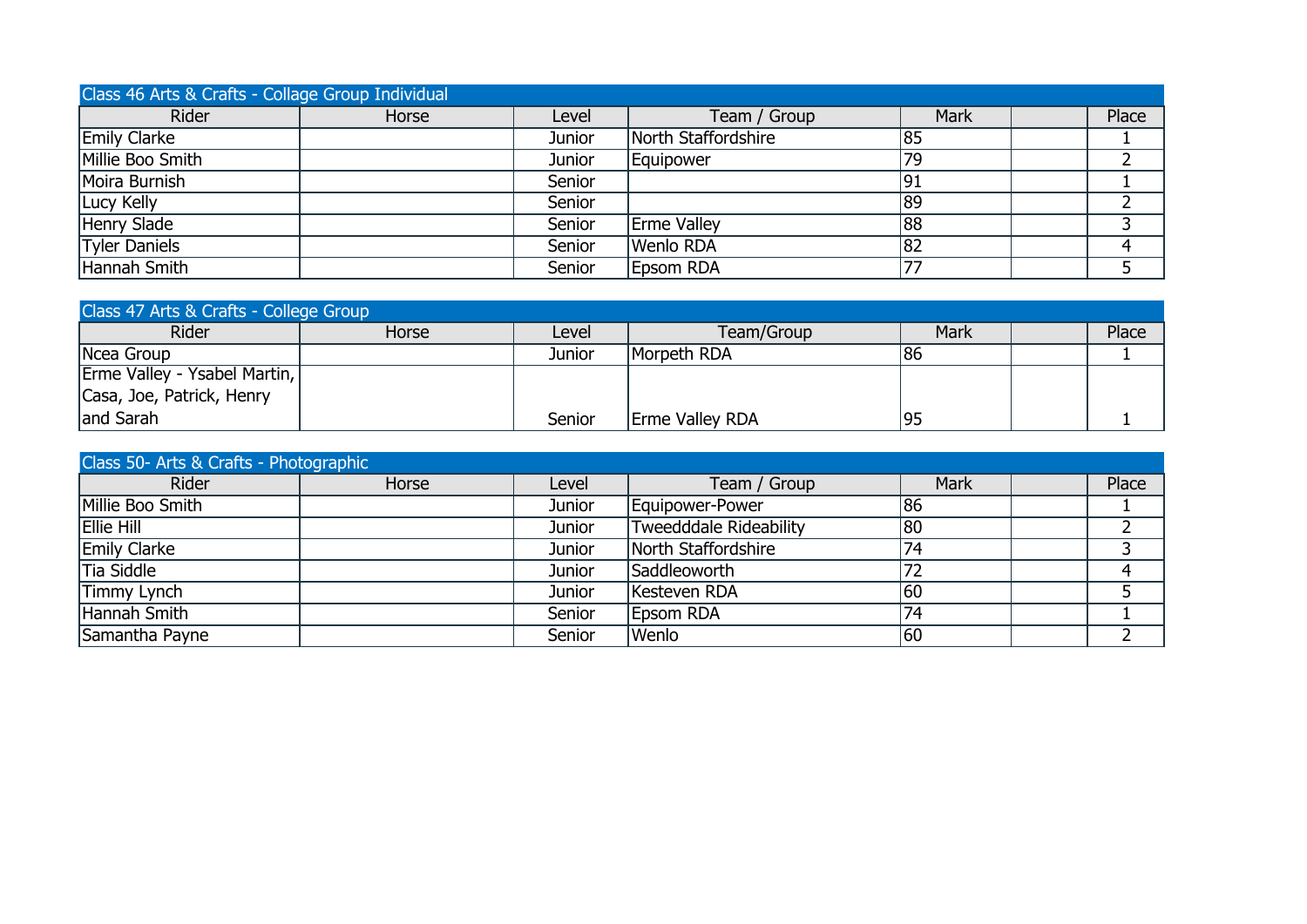## Class 46 Arts & Crafts - Collage Group Individual

| Rider | Horse | Level | Team / Group | Mark | | Place |
|---|---|---|---|---|---|---|
| Emily Clarke | | Junior | North Staffordshire | 85 | | 1 |
| Millie Boo Smith | | Junior | Equipower | 79 | | 2 |
| Moira Burnish | | Senior | | 91 | | 1 |
| Lucy Kelly | | Senior | | 89 | | 2 |
| Henry Slade | | Senior | Erme Valley | 88 | | 3 |
| Tyler Daniels | | Senior | Wenlo RDA | 82 | | 4 |
| Hannah Smith | | Senior | Epsom RDA | 77 | | 5 |

## Class 47 Arts & Crafts - College Group

| Rider | Horse | Level | Team/Group | Mark | | Place |
|---|---|---|---|---|---|---|
| Ncea Group | | Junior | Morpeth RDA | 86 | | 1 |
| Erme Valley - Ysabel Martin, Casa, Joe, Patrick, Henry and Sarah | | Senior | Erme Valley RDA | 95 | | 1 |

## Class 50- Arts & Crafts - Photographic

| Rider | Horse | Level | Team / Group | Mark | | Place |
|---|---|---|---|---|---|---|
| Millie Boo Smith | | Junior | Equipower-Power | 86 | | 1 |
| Ellie Hill | | Junior | Tweedddale Rideability | 80 | | 2 |
| Emily Clarke | | Junior | North Staffordshire | 74 | | 3 |
| Tia Siddle | | Junior | Saddleoworth | 72 | | 4 |
| Timmy Lynch | | Junior | Kesteven RDA | 60 | | 5 |
| Hannah Smith | | Senior | Epsom RDA | 74 | | 1 |
| Samantha Payne | | Senior | Wenlo | 60 | | 2 |